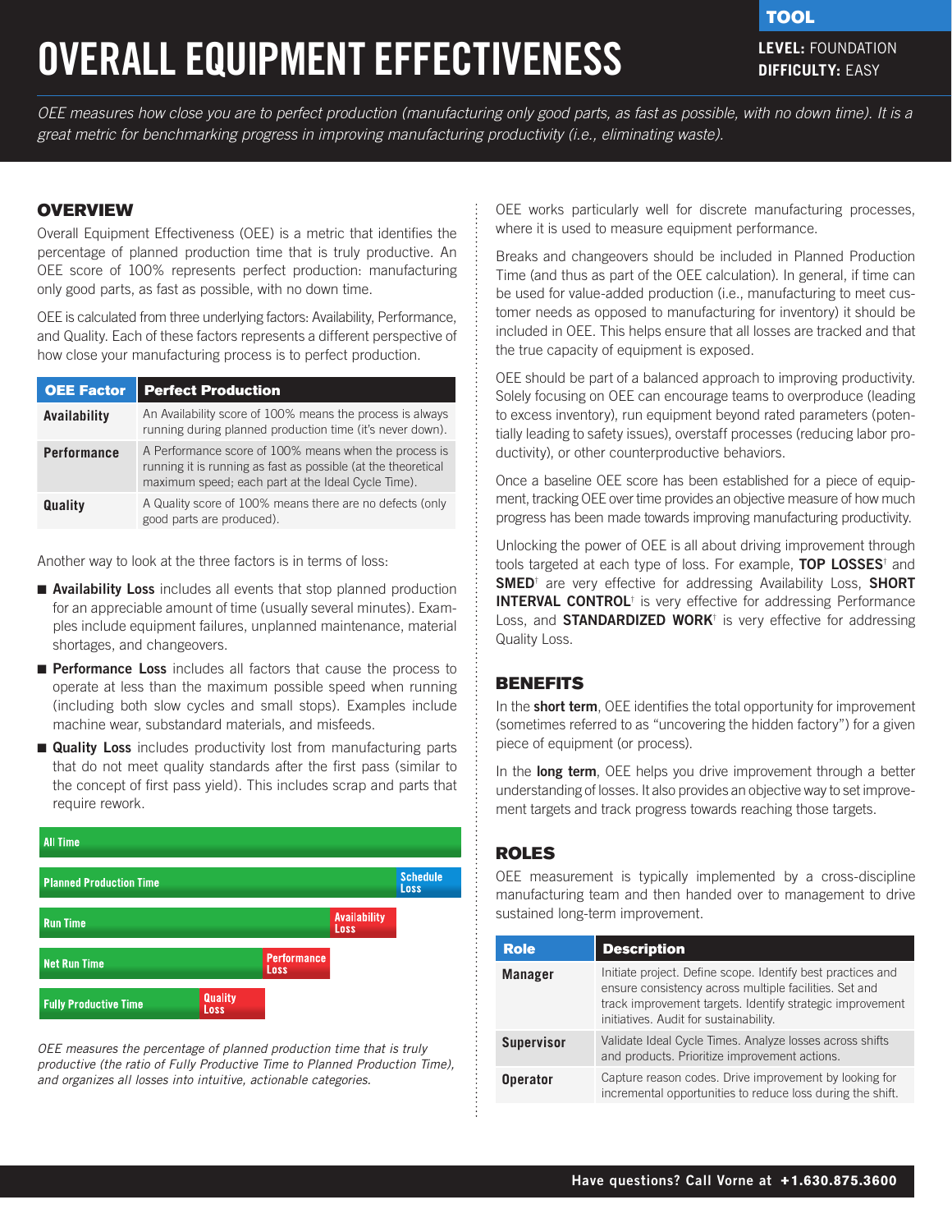TOOL

**LEVEL:** FOUNDATION
**DIFFICULTY:** EASY

# OVERALL EQUIPMENT EFFECTIVENESS

*OEE measures how close you are to perfect production (manufacturing only good parts, as fast as possible, with no down time). It is a great metric for benchmarking progress in improving manufacturing productivity (i.e., eliminating waste).*

## OVERVIEW

Overall Equipment Effectiveness (OEE) is a metric that identifies the percentage of planned production time that is truly productive. An OEE score of 100% represents perfect production: manufacturing only good parts, as fast as possible, with no down time.

OEE is calculated from three underlying factors: Availability, Performance, and Quality. Each of these factors represents a different perspective of how close your manufacturing process is to perfect production.

| OEE Factor | Perfect Production |
|---|---|
| **Availability** | An Availability score of 100% means the process is always running during planned production time (it's never down). |
| **Performance** | A Performance score of 100% means when the process is running it is running as fast as possible (at the theoretical maximum speed; each part at the Ideal Cycle Time). |
| **Quality** | A Quality score of 100% means there are no defects (only good parts are produced). |

Another way to look at the three factors is in terms of loss:

- **Availability Loss** includes all events that stop planned production for an appreciable amount of time (usually several minutes). Examples include equipment failures, unplanned maintenance, material shortages, and changeovers.
- **Performance Loss** includes all factors that cause the process to operate at less than the maximum possible speed when running (including both slow cycles and small stops). Examples include machine wear, substandard materials, and misfeeds.
- **Quality Loss** includes productivity lost from manufacturing parts that do not meet quality standards after the first pass (similar to the concept of first pass yield). This includes scrap and parts that require rework.

All Time
Planned Production Time | Schedule Loss
Run Time | Availability Loss
Net Run Time | Performance Loss
Fully Productive Time | Quality Loss

*OEE measures the percentage of planned production time that is truly productive (the ratio of Fully Productive Time to Planned Production Time), and organizes all losses into intuitive, actionable categories.*

OEE works particularly well for discrete manufacturing processes, where it is used to measure equipment performance.

Breaks and changeovers should be included in Planned Production Time (and thus as part of the OEE calculation). In general, if time can be used for value-added production (i.e., manufacturing to meet customer needs as opposed to manufacturing for inventory) it should be included in OEE. This helps ensure that all losses are tracked and that the true capacity of equipment is exposed.

OEE should be part of a balanced approach to improving productivity. Solely focusing on OEE can encourage teams to overproduce (leading to excess inventory), run equipment beyond rated parameters (potentially leading to safety issues), overstaff processes (reducing labor productivity), or other counterproductive behaviors.

Once a baseline OEE score has been established for a piece of equipment, tracking OEE over time provides an objective measure of how much progress has been made towards improving manufacturing productivity.

Unlocking the power of OEE is all about driving improvement through tools targeted at each type of loss. For example, **TOP LOSSES**† and **SMED**† are very effective for addressing Availability Loss, **SHORT INTERVAL CONTROL**† is very effective for addressing Performance Loss, and **STANDARDIZED WORK**† is very effective for addressing Quality Loss.

## BENEFITS

In the **short term**, OEE identifies the total opportunity for improvement (sometimes referred to as "uncovering the hidden factory") for a given piece of equipment (or process).

In the **long term**, OEE helps you drive improvement through a better understanding of losses. It also provides an objective way to set improvement targets and track progress towards reaching those targets.

## ROLES

OEE measurement is typically implemented by a cross-discipline manufacturing team and then handed over to management to drive sustained long-term improvement.

| Role | Description |
|---|---|
| **Manager** | Initiate project. Define scope. Identify best practices and ensure consistency across multiple facilities. Set and track improvement targets. Identify strategic improvement initiatives. Audit for sustainability. |
| **Supervisor** | Validate Ideal Cycle Times. Analyze losses across shifts and products. Prioritize improvement actions. |
| **Operator** | Capture reason codes. Drive improvement by looking for incremental opportunities to reduce loss during the shift. |

**Have questions? Call Vorne at +1.630.875.3600**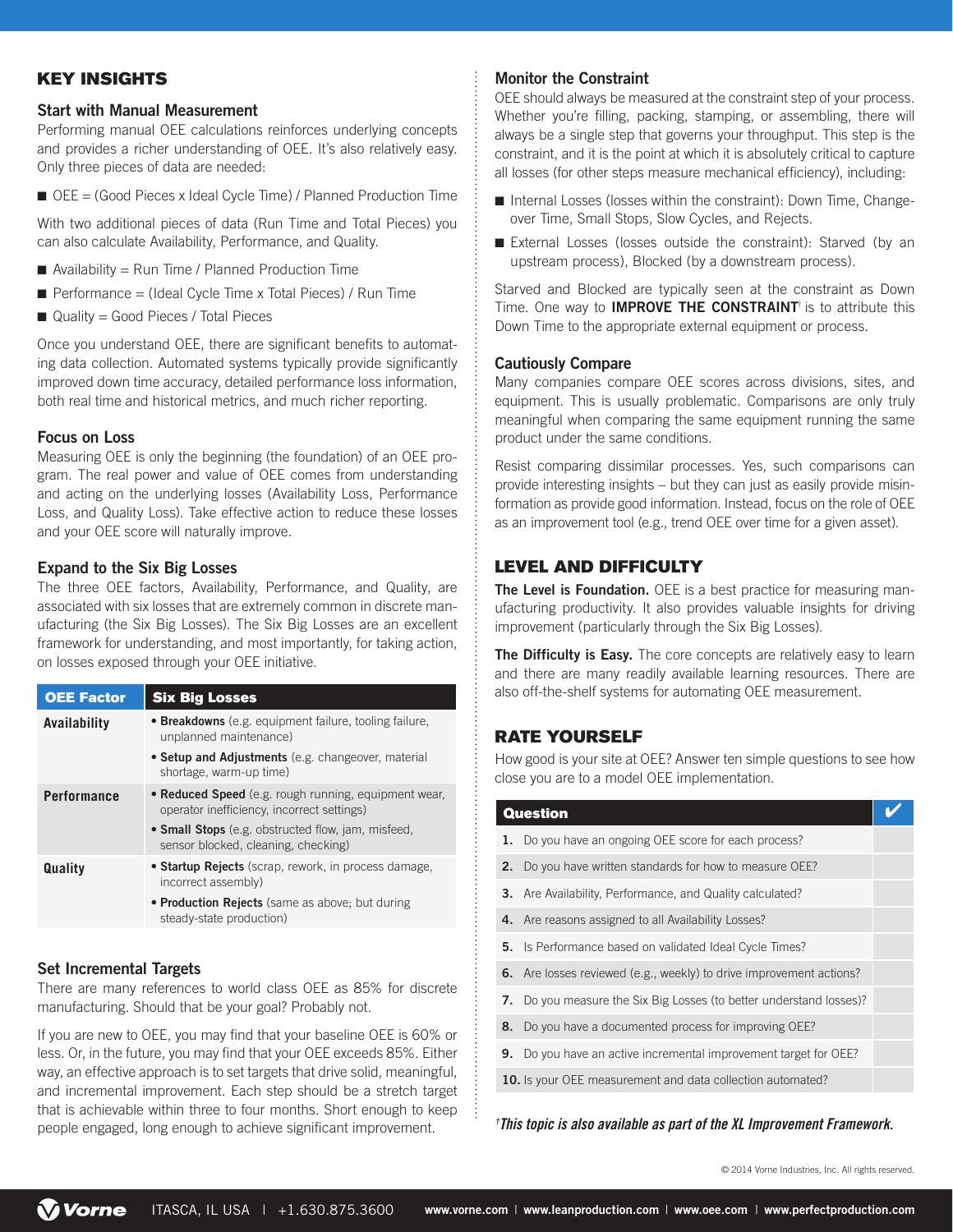## KEY INSIGHTS

### Start with Manual Measurement

Performing manual OEE calculations reinforces underlying concepts and provides a richer understanding of OEE. It's also relatively easy. Only three pieces of data are needed:

- OEE = (Good Pieces x Ideal Cycle Time) / Planned Production Time

With two additional pieces of data (Run Time and Total Pieces) you can also calculate Availability, Performance, and Quality.

- Availability = Run Time / Planned Production Time
- Performance = (Ideal Cycle Time x Total Pieces) / Run Time
- Quality = Good Pieces / Total Pieces

Once you understand OEE, there are significant benefits to automating data collection. Automated systems typically provide significantly improved down time accuracy, detailed performance loss information, both real time and historical metrics, and much richer reporting.

### Focus on Loss

Measuring OEE is only the beginning (the foundation) of an OEE program. The real power and value of OEE comes from understanding and acting on the underlying losses (Availability Loss, Performance Loss, and Quality Loss). Take effective action to reduce these losses and your OEE score will naturally improve.

### Expand to the Six Big Losses

The three OEE factors, Availability, Performance, and Quality, are associated with six losses that are extremely common in discrete manufacturing (the Six Big Losses). The Six Big Losses are an excellent framework for understanding, and most importantly, for taking action, on losses exposed through your OEE initiative.

| OEE Factor | Six Big Losses |
|---|---|
| **Availability** | • **Breakdowns** (e.g. equipment failure, tooling failure, unplanned maintenance) |
| | • **Setup and Adjustments** (e.g. changeover, material shortage, warm-up time) |
| **Performance** | • **Reduced Speed** (e.g. rough running, equipment wear, operator inefficiency, incorrect settings) |
| | • **Small Stops** (e.g. obstructed flow, jam, misfeed, sensor blocked, cleaning, checking) |
| **Quality** | • **Startup Rejects** (scrap, rework, in process damage, incorrect assembly) |
| | • **Production Rejects** (same as above; but during steady-state production) |

### Set Incremental Targets

There are many references to world class OEE as 85% for discrete manufacturing. Should that be your goal? Probably not.

If you are new to OEE, you may find that your baseline OEE is 60% or less. Or, in the future, you may find that your OEE exceeds 85%. Either way, an effective approach is to set targets that drive solid, meaningful, and incremental improvement. Each step should be a stretch target that is achievable within three to four months. Short enough to keep people engaged, long enough to achieve significant improvement.

### Monitor the Constraint

OEE should always be measured at the constraint step of your process. Whether you're filling, packing, stamping, or assembling, there will always be a single step that governs your throughput. This step is the constraint, and it is the point at which it is absolutely critical to capture all losses (for other steps measure mechanical efficiency), including:

- Internal Losses (losses within the constraint): Down Time, Changeover Time, Small Stops, Slow Cycles, and Rejects.
- External Losses (losses outside the constraint): Starved (by an upstream process), Blocked (by a downstream process).

Starved and Blocked are typically seen at the constraint as Down Time. One way to **IMPROVE THE CONSTRAINT**[†] is to attribute this Down Time to the appropriate external equipment or process.

### Cautiously Compare

Many companies compare OEE scores across divisions, sites, and equipment. This is usually problematic. Comparisons are only truly meaningful when comparing the same equipment running the same product under the same conditions.

Resist comparing dissimilar processes. Yes, such comparisons can provide interesting insights – but they can just as easily provide misinformation as provide good information. Instead, focus on the role of OEE as an improvement tool (e.g., trend OEE over time for a given asset).

## LEVEL AND DIFFICULTY

**The Level is Foundation.** OEE is a best practice for measuring manufacturing productivity. It also provides valuable insights for driving improvement (particularly through the Six Big Losses).

**The Difficulty is Easy.** The core concepts are relatively easy to learn and there are many readily available learning resources. There are also off-the-shelf systems for automating OEE measurement.

## RATE YOURSELF

How good is your site at OEE? Answer ten simple questions to see how close you are to a model OEE implementation.

| Question | ✔ |
|---|---|
| **1.** Do you have an ongoing OEE score for each process? | |
| **2.** Do you have written standards for how to measure OEE? | |
| **3.** Are Availability, Performance, and Quality calculated? | |
| **4.** Are reasons assigned to all Availability Losses? | |
| **5.** Is Performance based on validated Ideal Cycle Times? | |
| **6.** Are losses reviewed (e.g., weekly) to drive improvement actions? | |
| **7.** Do you measure the Six Big Losses (to better understand losses)? | |
| **8.** Do you have a documented process for improving OEE? | |
| **9.** Do you have an active incremental improvement target for OEE? | |
| **10.** Is your OEE measurement and data collection automated? | |

[†]*This topic is also available as part of the XL Improvement Framework.*

© 2014 Vorne Industries, Inc. All rights reserved.

Vorne ITASCA, IL USA | +1.630.875.3600 www.vorne.com | www.leanproduction.com | www.oee.com | www.perfectproduction.com